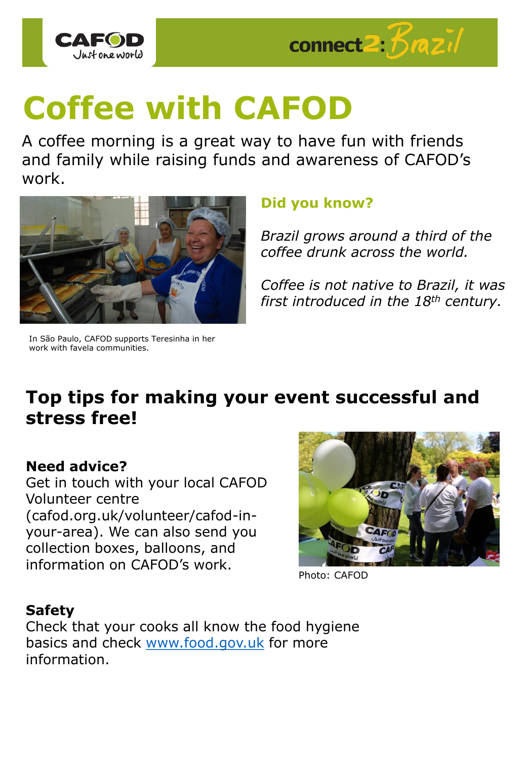CAFOD Just one world

connect2: Brazil

# Coffee with CAFOD

A coffee morning is a great way to have fun with friends and family while raising funds and awareness of CAFOD's work.

In São Paulo, CAFOD supports Teresinha in her work with favela communities.

### Did you know?

*Brazil grows around a third of the coffee drunk across the world.*

*Coffee is not native to Brazil, it was first introduced in the 18th century.*

## Top tips for making your event successful and stress free!

**Need advice?**
Get in touch with your local CAFOD Volunteer centre (cafod.org.uk/volunteer/cafod-in-your-area). We can also send you collection boxes, balloons, and information on CAFOD's work.

Photo: CAFOD

**Safety**
Check that your cooks all know the food hygiene basics and check www.food.gov.uk for more information.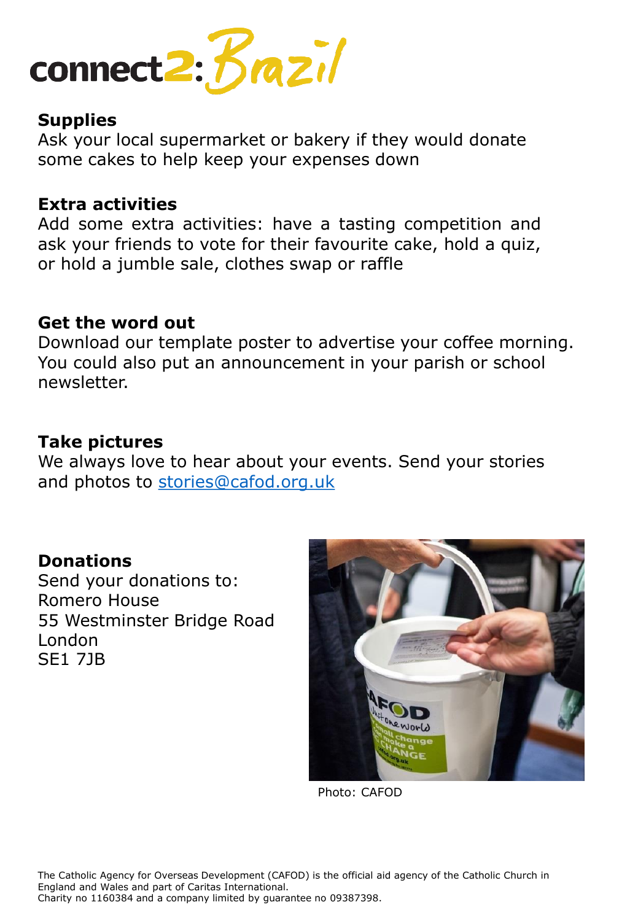connect2: Brazil

## Supplies

Ask your local supermarket or bakery if they would donate some cakes to help keep your expenses down

## Extra activities

Add some extra activities: have a tasting competition and ask your friends to vote for their favourite cake, hold a quiz, or hold a jumble sale, clothes swap or raffle

## Get the word out

Download our template poster to advertise your coffee morning. You could also put an announcement in your parish or school newsletter.

## Take pictures

We always love to hear about your events. Send your stories and photos to stories@cafod.org.uk

## Donations

Send your donations to:
Romero House
55 Westminster Bridge Road
London
SE1 7JB

Photo: CAFOD

The Catholic Agency for Overseas Development (CAFOD) is the official aid agency of the Catholic Church in England and Wales and part of Caritas International.
Charity no 1160384 and a company limited by guarantee no 09387398.